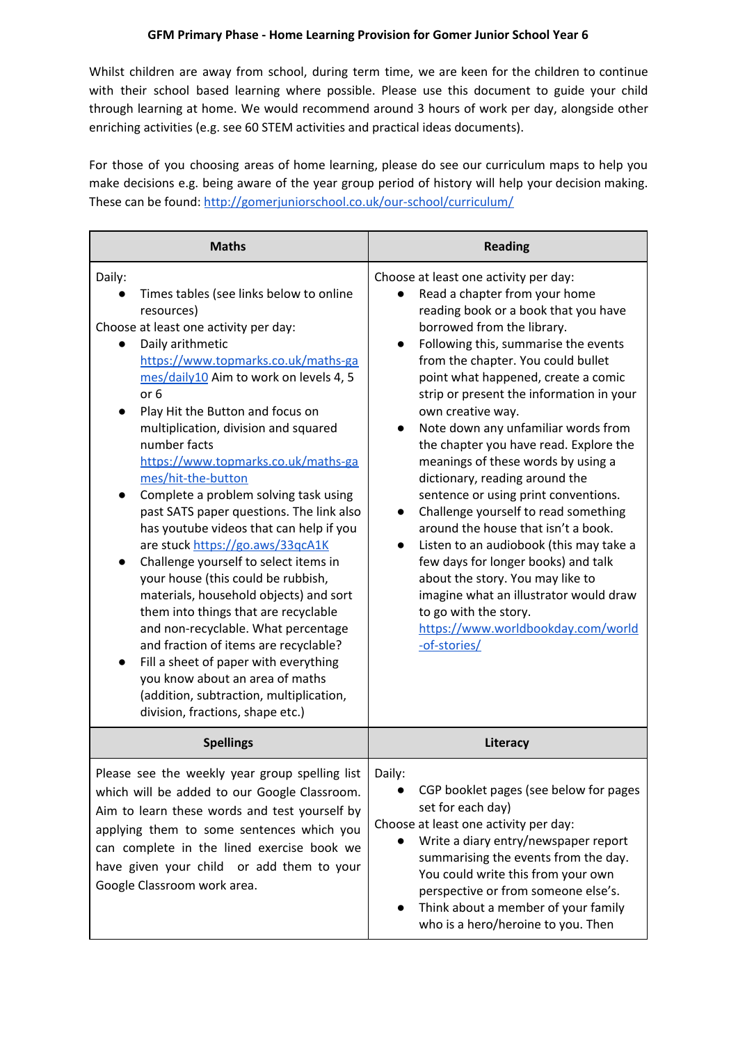**GFM Primary Phase - Home Learning Provision for Gomer Junior School Year 6**

Whilst children are away from school, during term time, we are keen for the children to continue with their school based learning where possible. Please use this document to guide your child through learning at home. We would recommend around 3 hours of work per day, alongside other enriching activities (e.g. see 60 STEM activities and practical ideas documents).

For those of you choosing areas of home learning, please do see our curriculum maps to help you make decisions e.g. being aware of the year group period of history will help your decision making. These can be found: http://gomerjuniorschool.co.uk/our-school/curriculum/

| Maths | Reading |
|---|---|
| Daily:<br>• Times tables (see links below to online resources)<br>Choose at least one activity per day:<br>• Daily arithmetic https://www.topmarks.co.uk/maths-games/daily10 Aim to work on levels 4, 5 or 6<br>• Play Hit the Button and focus on multiplication, division and squared number facts https://www.topmarks.co.uk/maths-games/hit-the-button<br>• Complete a problem solving task using past SATS paper questions. The link also has youtube videos that can help if you are stuck https://go.aws/33qcA1K<br>• Challenge yourself to select items in your house (this could be rubbish, materials, household objects) and sort them into things that are recyclable and non-recyclable. What percentage and fraction of items are recyclable?<br>• Fill a sheet of paper with everything you know about an area of maths (addition, subtraction, multiplication, division, fractions, shape etc.) | Choose at least one activity per day:<br>• Read a chapter from your home reading book or a book that you have borrowed from the library.<br>• Following this, summarise the events from the chapter. You could bullet point what happened, create a comic strip or present the information in your own creative way.<br>• Note down any unfamiliar words from the chapter you have read. Explore the meanings of these words by using a dictionary, reading around the sentence or using print conventions.<br>• Challenge yourself to read something around the house that isn't a book.<br>• Listen to an audiobook (this may take a few days for longer books) and talk about the story. You may like to imagine what an illustrator would draw to go with the story. https://www.worldbookday.com/world-of-stories/ |
| **Spellings** | **Literacy** |
| Please see the weekly year group spelling list which will be added to our Google Classroom. Aim to learn these words and test yourself by applying them to some sentences which you can complete in the lined exercise book we have given your child or add them to your Google Classroom work area. | Daily:<br>• CGP booklet pages (see below for pages set for each day)<br>Choose at least one activity per day:<br>• Write a diary entry/newspaper report summarising the events from the day. You could write this from your own perspective or from someone else's.<br>• Think about a member of your family who is a hero/heroine to you. Then |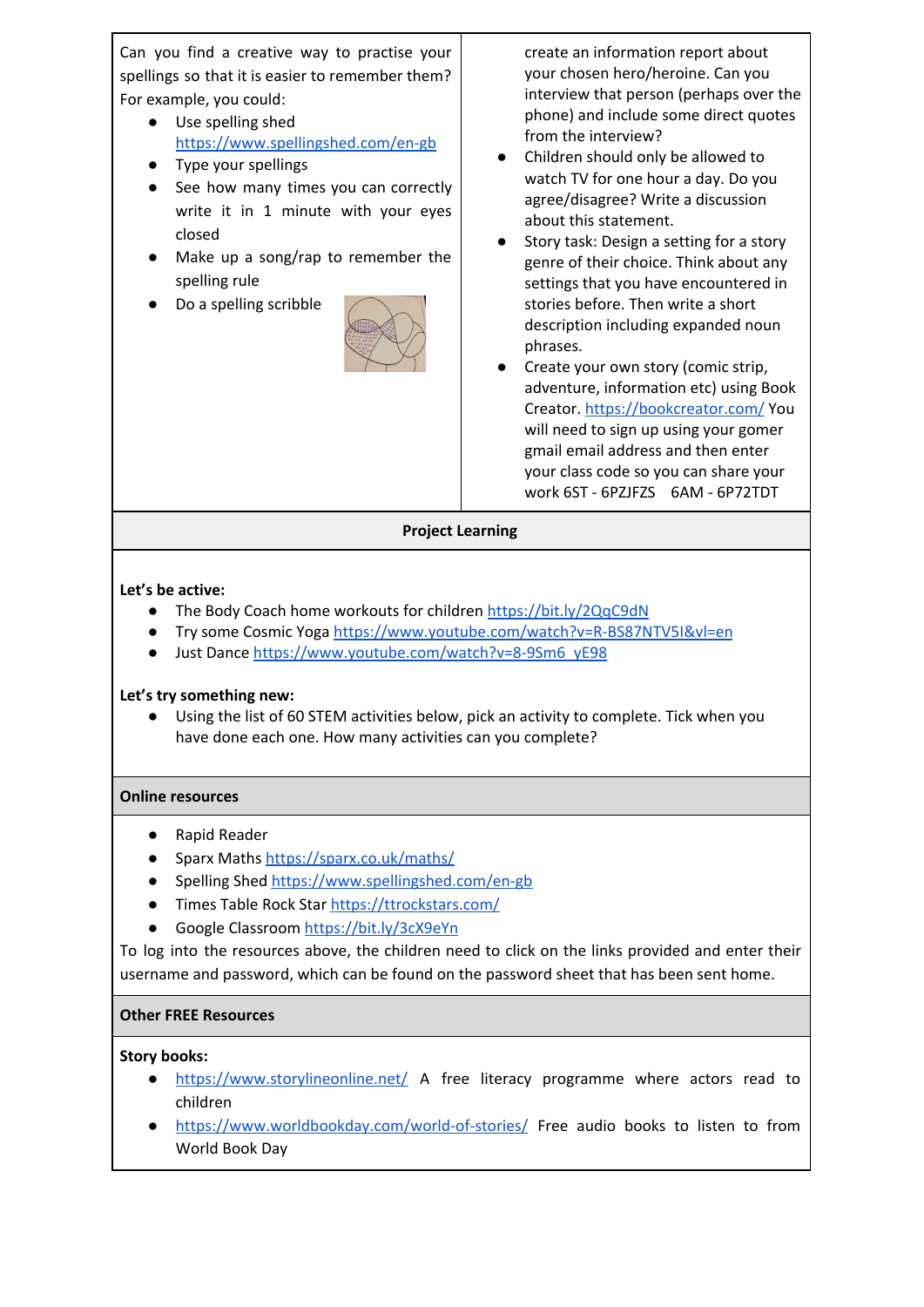Can you find a creative way to practise your spellings so that it is easier to remember them? For example, you could:

- Use spelling shed https://www.spellingshed.com/en-gb
- Type your spellings
- See how many times you can correctly write it in 1 minute with your eyes closed
- Make up a song/rap to remember the spelling rule
- Do a spelling scribble

create an information report about your chosen hero/heroine. Can you interview that person (perhaps over the phone) and include some direct quotes from the interview?

- Children should only be allowed to watch TV for one hour a day. Do you agree/disagree? Write a discussion about this statement.
- Story task: Design a setting for a story genre of their choice. Think about any settings that you have encountered in stories before. Then write a short description including expanded noun phrases.
- Create your own story (comic strip, adventure, information etc) using Book Creator. https://bookcreator.com/ You will need to sign up using your gomer gmail email address and then enter your class code so you can share your work 6ST - 6PZJFZS 6AM - 6P72TDT

## Project Learning

**Let's be active:**

- The Body Coach home workouts for children https://bit.ly/2QqC9dN
- Try some Cosmic Yoga https://www.youtube.com/watch?v=R-BS87NTV5I&vl=en
- Just Dance https://www.youtube.com/watch?v=8-9Sm6_yE98

**Let's try something new:**

- Using the list of 60 STEM activities below, pick an activity to complete. Tick when you have done each one. How many activities can you complete?

## Online resources

- Rapid Reader
- Sparx Maths https://sparx.co.uk/maths/
- Spelling Shed https://www.spellingshed.com/en-gb
- Times Table Rock Star https://ttrockstars.com/
- Google Classroom https://bit.ly/3cX9eYn

To log into the resources above, the children need to click on the links provided and enter their username and password, which can be found on the password sheet that has been sent home.

## Other FREE Resources

**Story books:**

- https://www.storylineonline.net/ A free literacy programme where actors read to children
- https://www.worldbookday.com/world-of-stories/ Free audio books to listen to from World Book Day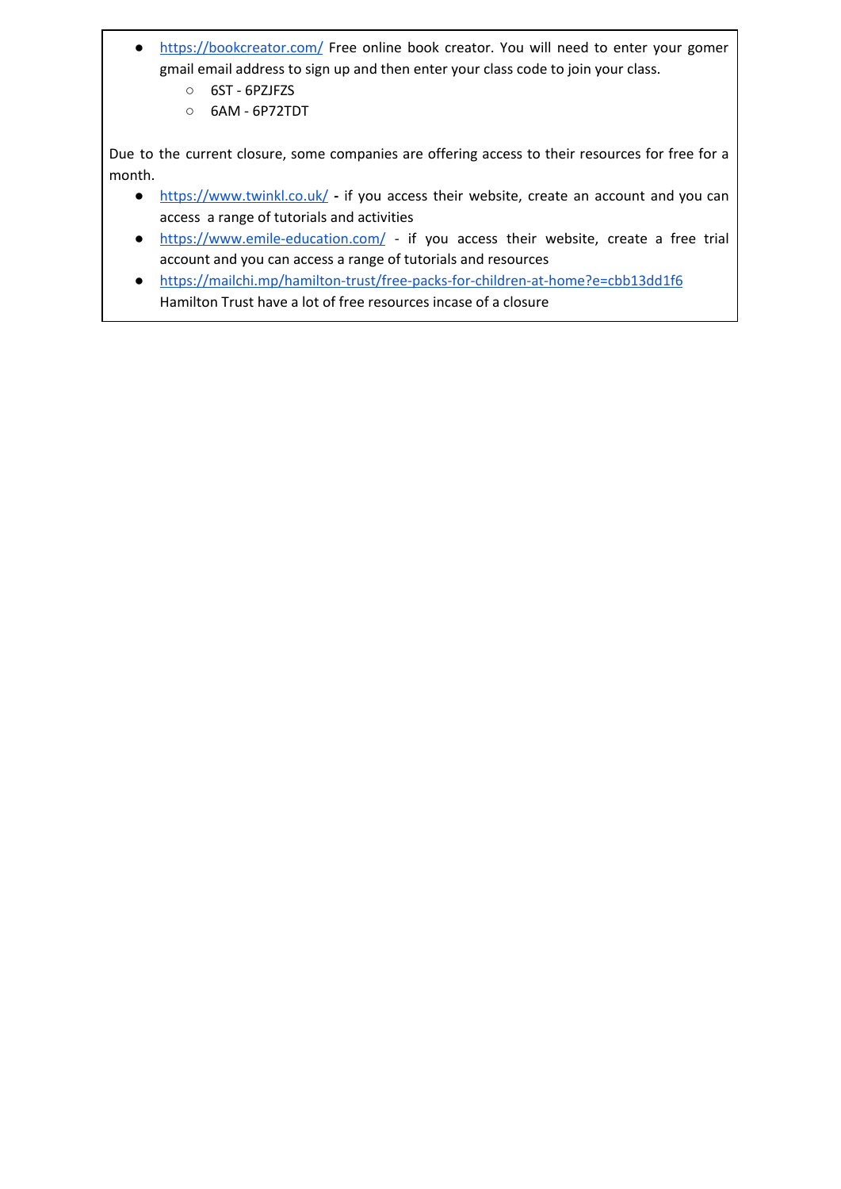- https://bookcreator.com/ Free online book creator. You will need to enter your gomer gmail email address to sign up and then enter your class code to join your class.
  - 6ST - 6PZJFZS
  - 6AM - 6P72TDT

Due to the current closure, some companies are offering access to their resources for free for a month.

- https://www.twinkl.co.uk/ **-** if you access their website, create an account and you can access a range of tutorials and activities
- https://www.emile-education.com/ - if you access their website, create a free trial account and you can access a range of tutorials and resources
- https://mailchi.mp/hamilton-trust/free-packs-for-children-at-home?e=cbb13dd1f6 Hamilton Trust have a lot of free resources incase of a closure